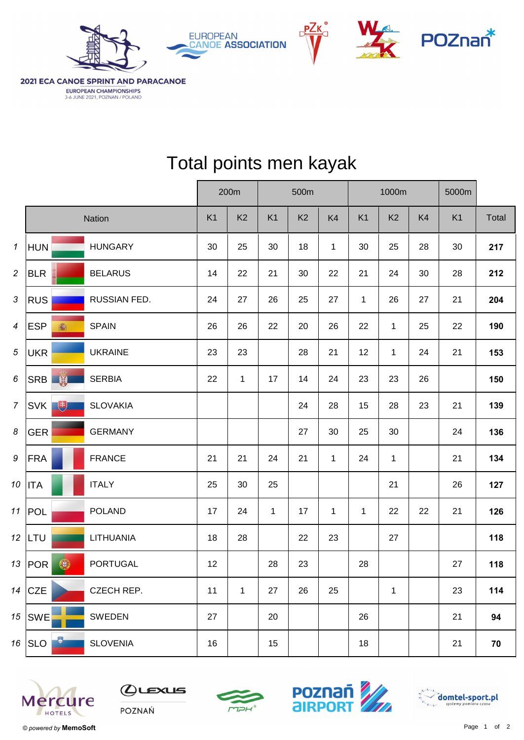2021 ECA CANOE SPRINT AND PARACANOE
EUROPEAN CHAMPIONSHIPS
3-6 JUNE 2021, POZNAN / POLAND

# Total points men kayak

| | | | 200m | | 500m | | | 1000m | | | 5000m | |
|---|---|---|---|---|---|---|---|---|---|---|---|---|
| | Nation | | K1 | K2 | K1 | K2 | K4 | K1 | K2 | K4 | K1 | Total |
| 1 | HUN | HUNGARY | 30 | 25 | 30 | 18 | 1 | 30 | 25 | 28 | 30 | **217** |
| 2 | BLR | BELARUS | 14 | 22 | 21 | 30 | 22 | 21 | 24 | 30 | 28 | **212** |
| 3 | RUS | RUSSIAN FED. | 24 | 27 | 26 | 25 | 27 | 1 | 26 | 27 | 21 | **204** |
| 4 | ESP | SPAIN | 26 | 26 | 22 | 20 | 26 | 22 | 1 | 25 | 22 | **190** |
| 5 | UKR | UKRAINE | 23 | 23 | | 28 | 21 | 12 | 1 | 24 | 21 | **153** |
| 6 | SRB | SERBIA | 22 | 1 | 17 | 14 | 24 | 23 | 23 | 26 | | **150** |
| 7 | SVK | SLOVAKIA | | | | 24 | 28 | 15 | 28 | 23 | 21 | **139** |
| 8 | GER | GERMANY | | | | 27 | 30 | 25 | 30 | | 24 | **136** |
| 9 | FRA | FRANCE | 21 | 21 | 24 | 21 | 1 | 24 | 1 | | 21 | **134** |
| 10 | ITA | ITALY | 25 | 30 | 25 | | | | 21 | | 26 | **127** |
| 11 | POL | POLAND | 17 | 24 | 1 | 17 | 1 | 1 | 22 | 22 | 21 | **126** |
| 12 | LTU | LITHUANIA | 18 | 28 | | 22 | 23 | | 27 | | | **118** |
| 13 | POR | PORTUGAL | 12 | | 28 | 23 | | 28 | | | 27 | **118** |
| 14 | CZE | CZECH REP. | 11 | 1 | 27 | 26 | 25 | | 1 | | 23 | **114** |
| 15 | SWE | SWEDEN | 27 | | 20 | | | 26 | | | 21 | **94** |
| 16 | SLO | SLOVENIA | 16 | | 15 | | | 18 | | | 21 | **70** |

© *powered by* **MemoSoft**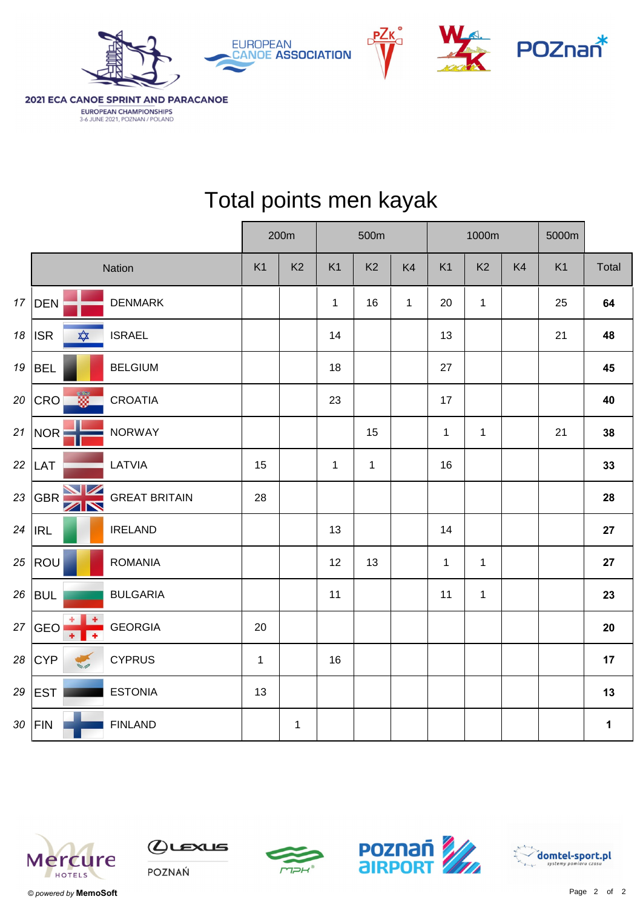2021 ECA CANOE SPRINT AND PARACANOE

EUROPEAN CHAMPIONSHIPS
3-6 JUNE 2021, POZNAN / POLAND

# Total points men kayak

| | | | 200m | | 500m | | | 1000m | | | 5000m | |
|---|---|---|---|---|---|---|---|---|---|---|---|---|
| | Nation | | K1 | K2 | K1 | K2 | K4 | K1 | K2 | K4 | K1 | Total |
| 17 | DEN | DENMARK | | | 1 | 16 | 1 | 20 | 1 | | 25 | **64** |
| 18 | ISR | ISRAEL | | | 14 | | | 13 | | | 21 | **48** |
| 19 | BEL | BELGIUM | | | 18 | | | 27 | | | | **45** |
| 20 | CRO | CROATIA | | | 23 | | | 17 | | | | **40** |
| 21 | NOR | NORWAY | | | | 15 | | 1 | 1 | | 21 | **38** |
| 22 | LAT | LATVIA | 15 | | 1 | 1 | | 16 | | | | **33** |
| 23 | GBR | GREAT BRITAIN | 28 | | | | | | | | | **28** |
| 24 | IRL | IRELAND | | | 13 | | | 14 | | | | **27** |
| 25 | ROU | ROMANIA | | | 12 | 13 | | 1 | 1 | | | **27** |
| 26 | BUL | BULGARIA | | | 11 | | | 11 | 1 | | | **23** |
| 27 | GEO | GEORGIA | 20 | | | | | | | | | **20** |
| 28 | CYP | CYPRUS | 1 | | 16 | | | | | | | **17** |
| 29 | EST | ESTONIA | 13 | | | | | | | | | **13** |
| 30 | FIN | FINLAND | | 1 | | | | | | | | **1** |

© *powered by* **MemoSoft**